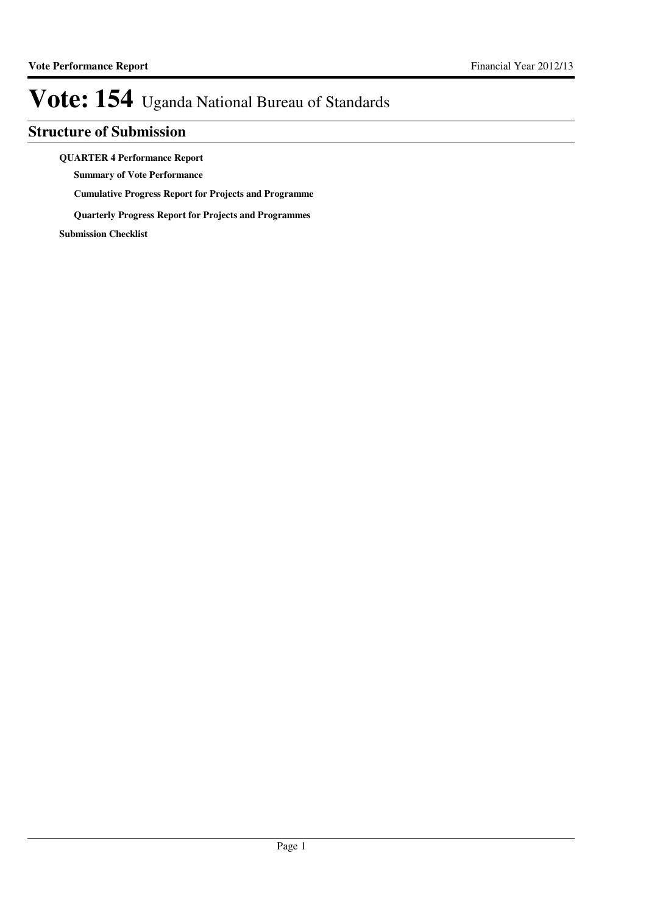# Vote: 154 Uganda National Bureau of Standards

## Structure of Submission

**QUARTER 4 Performance Report**

- **Summary of Vote Performance**
- **Cumulative Progress Report for Projects and Programme**
- **Quarterly Progress Report for Projects and Programmes**

**Submission Checklist**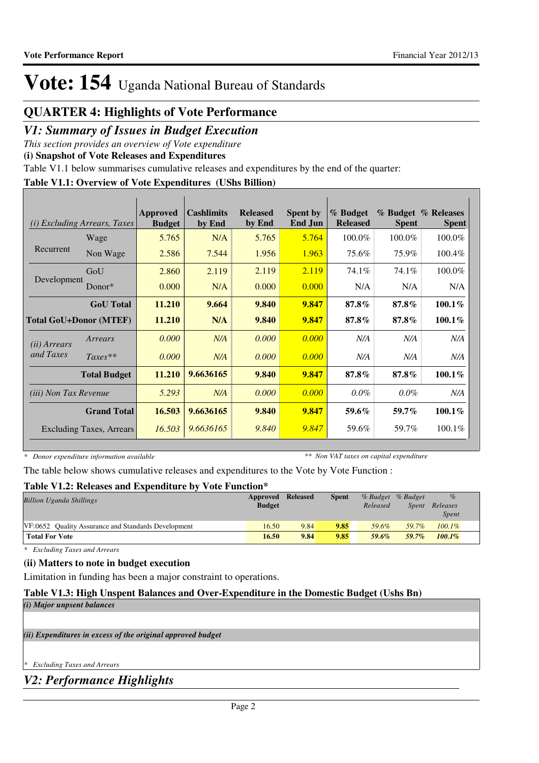# Vote: 154 Uganda National Bureau of Standards

## QUARTER 4: Highlights of Vote Performance

## *V1: Summary of Issues in Budget Execution*

*This section provides an overview of Vote expenditure*

**(i) Snapshot of Vote Releases and Expenditures**

Table V1.1 below summarises cumulative releases and expenditures by the end of the quarter:

**Table V1.1: Overview of Vote Expenditures (UShs Billion)**

| *(i) Excluding Arrears, Taxes* | | Approved Budget | Cashlimits by End | Released by End | Spent by End Jun | % Budget Released | % Budget Spent | % Releases Spent |
|---|---|---|---|---|---|---|---|---|
| Recurrent | Wage | 5.765 | N/A | 5.765 | 5.764 | 100.0% | 100.0% | 100.0% |
| | Non Wage | 2.586 | 7.544 | 1.956 | 1.963 | 75.6% | 75.9% | 100.4% |
| Development | GoU | 2.860 | 2.119 | 2.119 | 2.119 | 74.1% | 74.1% | 100.0% |
| | Donor* | 0.000 | N/A | 0.000 | 0.000 | N/A | N/A | N/A |
| | **GoU Total** | **11.210** | **9.664** | **9.840** | **9.847** | **87.8%** | **87.8%** | **100.1%** |
| **Total GoU+Donor (MTEF)** | | **11.210** | **N/A** | **9.840** | **9.847** | **87.8%** | **87.8%** | **100.1%** |
| *(ii) Arrears and Taxes* | *Arrears* | *0.000* | *N/A* | *0.000* | *0.000* | *N/A* | *N/A* | *N/A* |
| | *Taxes*** | *0.000* | *N/A* | *0.000* | *0.000* | *N/A* | *N/A* | *N/A* |
| | **Total Budget** | **11.210** | **9.6636165** | **9.840** | **9.847** | **87.8%** | **87.8%** | **100.1%** |
| *(iii) Non Tax Revenue* | | *5.293* | *N/A* | *0.000* | *0.000* | *0.0%* | *0.0%* | *N/A* |
| | **Grand Total** | **16.503** | **9.6636165** | **9.840** | **9.847** | **59.6%** | **59.7%** | **100.1%** |
| Excluding Taxes, Arrears | | *16.503* | *9.6636165* | *9.840* | *9.847* | 59.6% | 59.7% | 100.1% |

\* *Donor expenditure information available* &nbsp;&nbsp;&nbsp;&nbsp; ** *Non VAT taxes on capital expenditure*

The table below shows cumulative releases and expenditures to the Vote by Vote Function :

**Table V1.2: Releases and Expenditure by Vote Function***

| *Billion Uganda Shillings* | Approved Budget | Released | Spent | *% Budget Released* | *% Budget Spent* | *% Releases Spent* |
|---|---|---|---|---|---|---|
| VF:0652 Quality Assurance and Standards Development | 16.50 | 9.84 | 9.85 | *59.6%* | *59.7%* | *100.1%* |
| **Total For Vote** | **16.50** | **9.84** | **9.85** | ***59.6%*** | ***59.7%*** | ***100.1%*** |

\* *Excluding Taxes and Arrears*

**(ii) Matters to note in budget execution**

Limitation in funding has been a major constraint to operations.

**Table V1.3: High Unspent Balances and Over-Expenditure in the Domestic Budget (Ushs Bn)**

***(i) Major unpsent balances***

***(ii) Expenditures in excess of the original approved budget***

\* *Excluding Taxes and Arrears*

## *V2: Performance Highlights*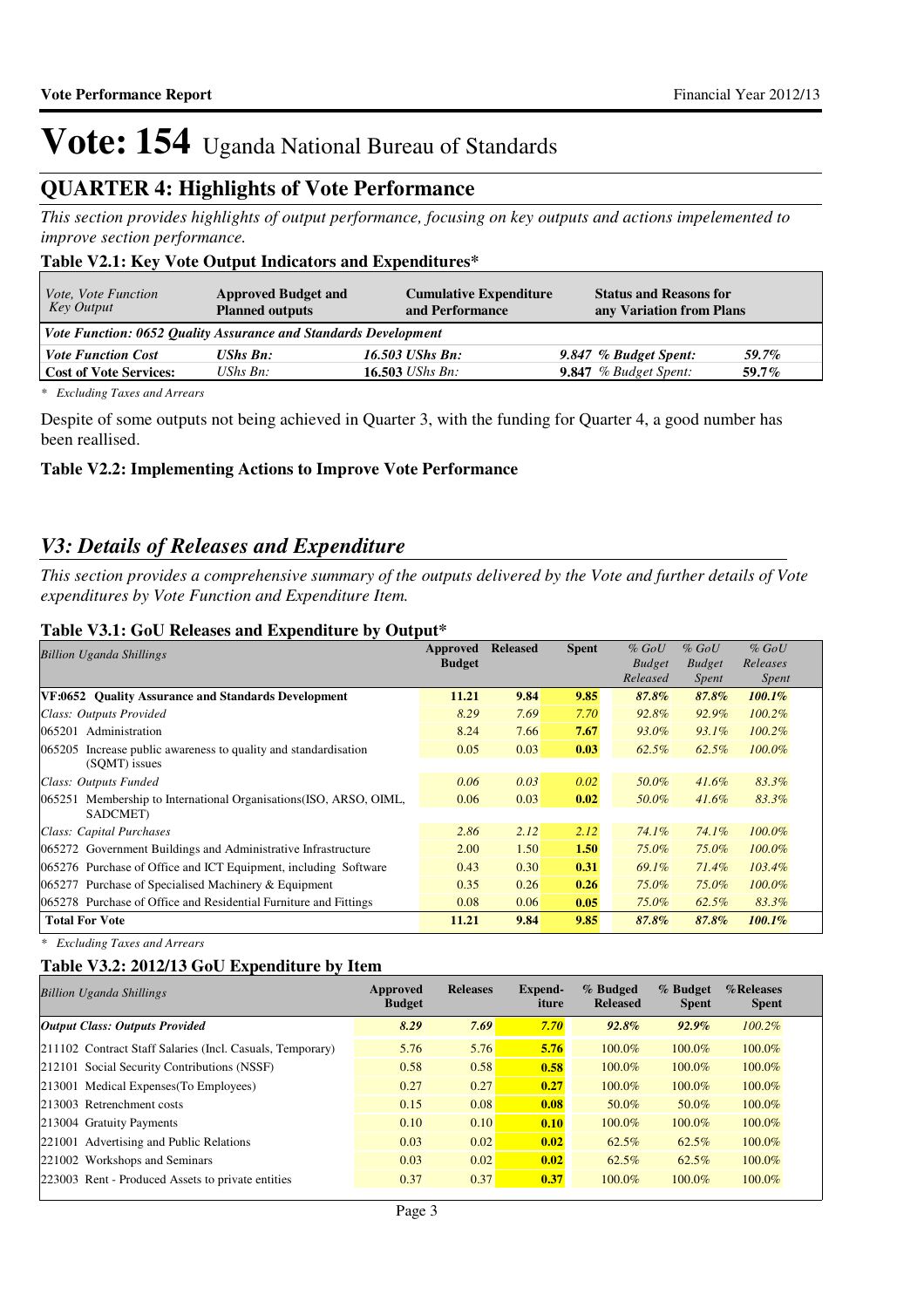# Vote: 154 Uganda National Bureau of Standards

## QUARTER 4: Highlights of Vote Performance

*This section provides highlights of output performance, focusing on key outputs and actions impelemented to improve section performance.*

### Table V2.1: Key Vote Output Indicators and Expenditures*

| *Vote, Vote Function Key Output* | **Approved Budget and Planned outputs** | **Cumulative Expenditure and Performance** | **Status and Reasons for any Variation from Plans** | |
|---|---|---|---|---|
| ***Vote Function: 0652 Quality Assurance and Standards Development*** | | | | |
| ***Vote Function Cost*** | ***UShs Bn:*** | ***16.503 UShs Bn:*** | ***9.847 % Budget Spent:*** | ***59.7%*** |
| **Cost of Vote Services:** | *UShs Bn:* | **16.503** *UShs Bn:* | **9.847** *% Budget Spent:* | **59.7%** |

*\* Excluding Taxes and Arrears*

Despite of some outputs not being achieved in Quarter 3, with the funding for Quarter 4, a good number has been reallised.

### Table V2.2: Implementing Actions to Improve Vote Performance

## *V3: Details of Releases and Expenditure*

*This section provides a comprehensive summary of the outputs delivered by the Vote and further details of Vote expenditures by Vote Function and Expenditure Item.*

### Table V3.1: GoU Releases and Expenditure by Output*

| *Billion Uganda Shillings* | **Approved Budget** | **Released** | **Spent** | *% GoU Budget Released* | *% GoU Budget Spent* | *% GoU Releases Spent* |
|---|---|---|---|---|---|---|
| **VF:0652 Quality Assurance and Standards Development** | **11.21** | **9.84** | **9.85** | ***87.8%*** | ***87.8%*** | ***100.1%*** |
| *Class: Outputs Provided* | *8.29* | *7.69* | *7.70* | *92.8%* | *92.9%* | *100.2%* |
| 065201 Administration | 8.24 | 7.66 | **7.67** | *93.0%* | *93.1%* | *100.2%* |
| 065205 Increase public awareness to quality and standardisation (SQMT) issues | 0.05 | 0.03 | **0.03** | *62.5%* | *62.5%* | *100.0%* |
| *Class: Outputs Funded* | *0.06* | *0.03* | *0.02* | *50.0%* | *41.6%* | *83.3%* |
| 065251 Membership to International Organisations(ISO, ARSO, OIML, SADCMET) | 0.06 | 0.03 | **0.02** | *50.0%* | *41.6%* | *83.3%* |
| *Class: Capital Purchases* | *2.86* | *2.12* | *2.12* | *74.1%* | *74.1%* | *100.0%* |
| 065272 Government Buildings and Administrative Infrastructure | 2.00 | 1.50 | **1.50** | *75.0%* | *75.0%* | *100.0%* |
| 065276 Purchase of Office and ICT Equipment, including Software | 0.43 | 0.30 | **0.31** | *69.1%* | *71.4%* | *103.4%* |
| 065277 Purchase of Specialised Machinery & Equipment | 0.35 | 0.26 | **0.26** | *75.0%* | *75.0%* | *100.0%* |
| 065278 Purchase of Office and Residential Furniture and Fittings | 0.08 | 0.06 | **0.05** | *75.0%* | *62.5%* | *83.3%* |
| **Total For Vote** | **11.21** | **9.84** | **9.85** | ***87.8%*** | ***87.8%*** | ***100.1%*** |

*\* Excluding Taxes and Arrears*

### Table V3.2: 2012/13 GoU Expenditure by Item

| *Billion Uganda Shillings* | **Approved Budget** | **Releases** | **Expend-iture** | **% Budged Released** | **% Budget Spent** | **%Releases Spent** |
|---|---|---|---|---|---|---|
| ***Output Class: Outputs Provided*** | ***8.29*** | ***7.69*** | ***7.70*** | ***92.8%*** | ***92.9%*** | *100.2%* |
| 211102 Contract Staff Salaries (Incl. Casuals, Temporary) | 5.76 | 5.76 | **5.76** | 100.0% | 100.0% | 100.0% |
| 212101 Social Security Contributions (NSSF) | 0.58 | 0.58 | **0.58** | 100.0% | 100.0% | 100.0% |
| 213001 Medical Expenses(To Employees) | 0.27 | 0.27 | **0.27** | 100.0% | 100.0% | 100.0% |
| 213003 Retrenchment costs | 0.15 | 0.08 | **0.08** | 50.0% | 50.0% | 100.0% |
| 213004 Gratuity Payments | 0.10 | 0.10 | **0.10** | 100.0% | 100.0% | 100.0% |
| 221001 Advertising and Public Relations | 0.03 | 0.02 | **0.02** | 62.5% | 62.5% | 100.0% |
| 221002 Workshops and Seminars | 0.03 | 0.02 | **0.02** | 62.5% | 62.5% | 100.0% |
| 223003 Rent - Produced Assets to private entities | 0.37 | 0.37 | **0.37** | 100.0% | 100.0% | 100.0% |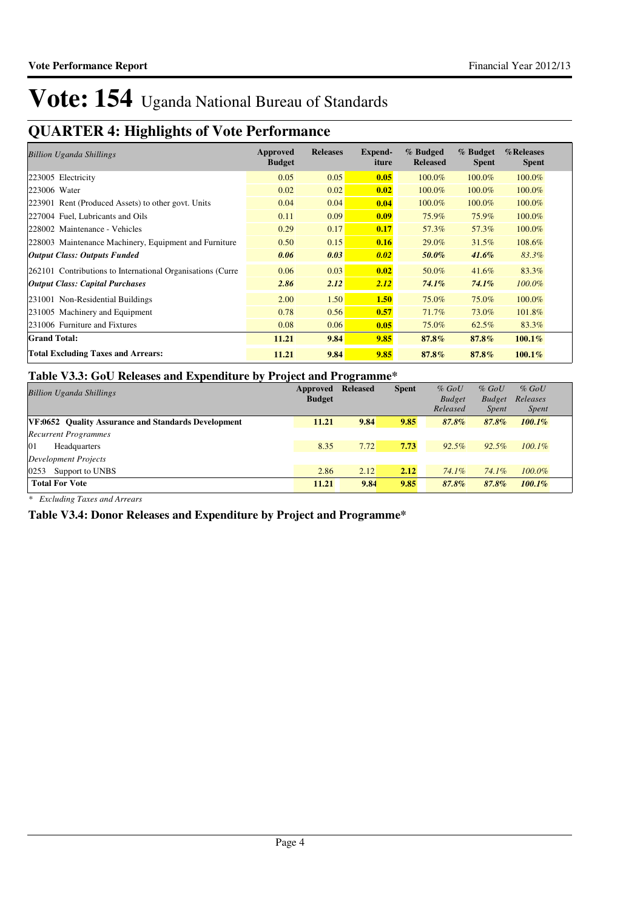# Vote: 154 Uganda National Bureau of Standards

## QUARTER 4: Highlights of Vote Performance

| *Billion Uganda Shillings* | Approved Budget | Releases | Expend-iture | % Budged Released | % Budget Spent | %Releases Spent |
|---|---|---|---|---|---|---|
| 223005 Electricity | 0.05 | 0.05 | **0.05** | 100.0% | 100.0% | 100.0% |
| 223006 Water | 0.02 | 0.02 | **0.02** | 100.0% | 100.0% | 100.0% |
| 223901 Rent (Produced Assets) to other govt. Units | 0.04 | 0.04 | **0.04** | 100.0% | 100.0% | 100.0% |
| 227004 Fuel, Lubricants and Oils | 0.11 | 0.09 | **0.09** | 75.9% | 75.9% | 100.0% |
| 228002 Maintenance - Vehicles | 0.29 | 0.17 | **0.17** | 57.3% | 57.3% | 100.0% |
| 228003 Maintenance Machinery, Equipment and Furniture | 0.50 | 0.15 | **0.16** | 29.0% | 31.5% | 108.6% |
| ***Output Class: Outputs Funded*** | ***0.06*** | ***0.03*** | ***0.02*** | ***50.0%*** | ***41.6%*** | *83.3%* |
| 262101 Contributions to International Organisations (Curre | 0.06 | 0.03 | **0.02** | 50.0% | 41.6% | 83.3% |
| ***Output Class: Capital Purchases*** | ***2.86*** | ***2.12*** | ***2.12*** | ***74.1%*** | ***74.1%*** | *100.0%* |
| 231001 Non-Residential Buildings | 2.00 | 1.50 | **1.50** | 75.0% | 75.0% | 100.0% |
| 231005 Machinery and Equipment | 0.78 | 0.56 | **0.57** | 71.7% | 73.0% | 101.8% |
| 231006 Furniture and Fixtures | 0.08 | 0.06 | **0.05** | 75.0% | 62.5% | 83.3% |
| **Grand Total:** | **11.21** | **9.84** | **9.85** | **87.8%** | **87.8%** | **100.1%** |
| **Total Excluding Taxes and Arrears:** | **11.21** | **9.84** | **9.85** | **87.8%** | **87.8%** | **100.1%** |

### Table V3.3: GoU Releases and Expenditure by Project and Programme*

| *Billion Uganda Shillings* | Approved Budget | Released | Spent | *% GoU Budget Released* | *% GoU Budget Spent* | *% GoU Releases Spent* |
|---|---|---|---|---|---|---|
| **VF:0652 Quality Assurance and Standards Development** | **11.21** | **9.84** | **9.85** | ***87.8%*** | ***87.8%*** | ***100.1%*** |
| *Recurrent Programmes* | | | | | | |
| 01 Headquarters | 8.35 | 7.72 | **7.73** | *92.5%* | *92.5%* | *100.1%* |
| *Development Projects* | | | | | | |
| 0253 Support to UNBS | 2.86 | 2.12 | **2.12** | *74.1%* | *74.1%* | *100.0%* |
| **Total For Vote** | **11.21** | **9.84** | **9.85** | ***87.8%*** | ***87.8%*** | ***100.1%*** |

*\* Excluding Taxes and Arrears*

### Table V3.4: Donor Releases and Expenditure by Project and Programme*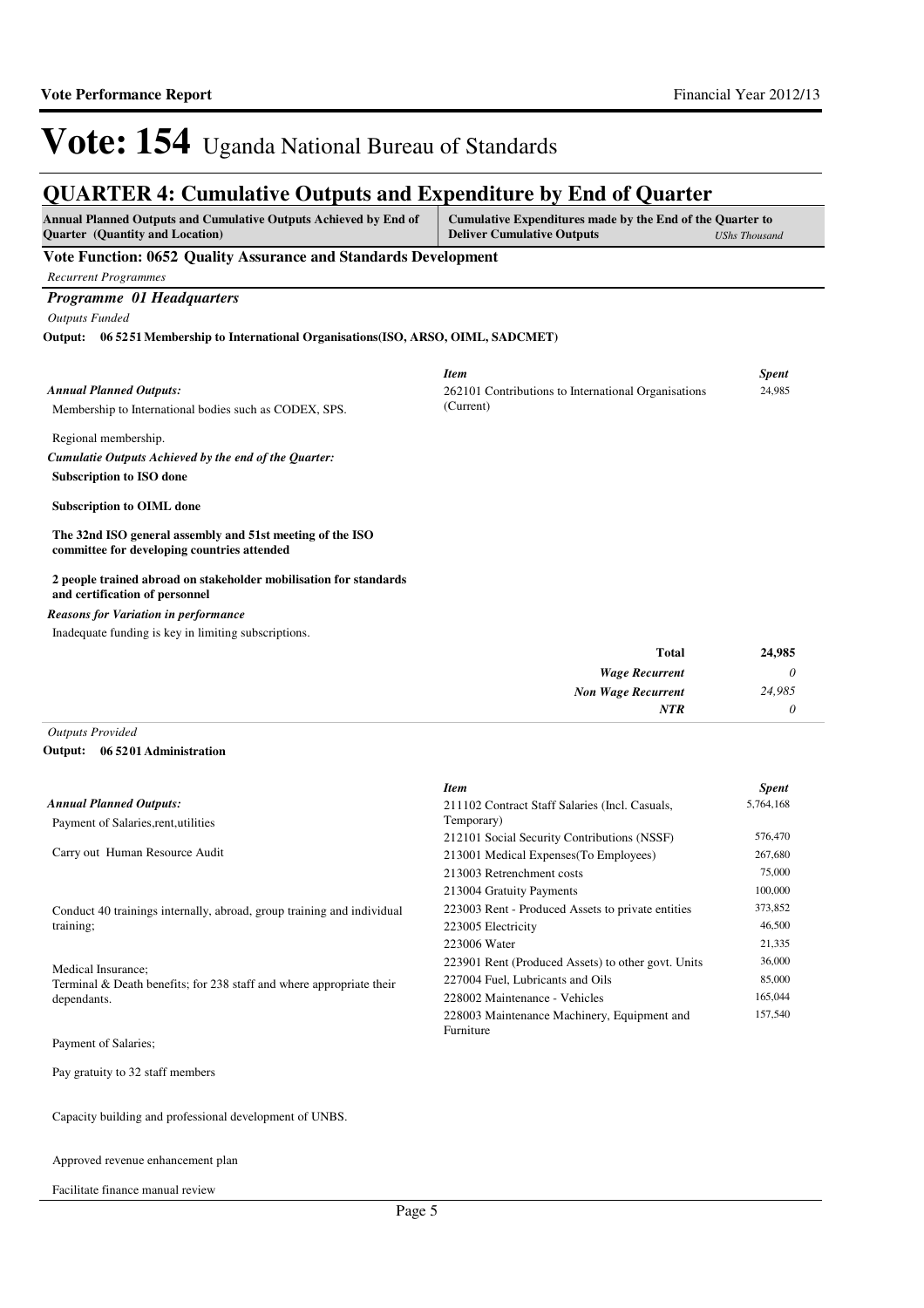# Vote: 154 Uganda National Bureau of Standards

## QUARTER 4: Cumulative Outputs and Expenditure by End of Quarter

| Annual Planned Outputs and Cumulative Outputs Achieved by End of Quarter (Quantity and Location) | Cumulative Expenditures made by the End of the Quarter to Deliver Cumulative Outputs *UShs Thousand* |
|---|---|

### Vote Function: 0652 Quality Assurance and Standards Development

*Recurrent Programmes*

### *Programme 01 Headquarters*

*Outputs Funded*

**Output: 06 5251 Membership to International Organisations(ISO, ARSO, OIML, SADCMET)**

*Annual Planned Outputs:*

Membership to International bodies such as CODEX, SPS.

Regional membership.

*Cumulatie Outputs Achieved by the end of the Quarter:*

**Subscription to ISO done**

**Subscription to OIML done**

**The 32nd ISO general assembly and 51st meeting of the ISO committee for developing countries attended**

**2 people trained abroad on stakeholder mobilisation for standards and certification of personnel**

*Reasons for Variation in performance*

Inadequate funding is key in limiting subscriptions.

| *Item* | *Spent* |
|---|---|
| 262101 Contributions to International Organisations (Current) | 24,985 |

| | |
|---|---|
| **Total** | **24,985** |
| *Wage Recurrent* | *0* |
| *Non Wage Recurrent* | *24,985* |
| *NTR* | *0* |

*Outputs Provided*

**Output: 06 5201 Administration**

*Annual Planned Outputs:*

Payment of Salaries,rent,utilities

Carry out Human Resource Audit

Conduct 40 trainings internally, abroad, group training and individual training;

Medical Insurance;
Terminal & Death benefits; for 238 staff and where appropriate their dependants.

Payment of Salaries;

Pay gratuity to 32 staff members

Capacity building and professional development of UNBS.

Approved revenue enhancement plan

Facilitate finance manual review

| *Item* | *Spent* |
|---|---|
| 211102 Contract Staff Salaries (Incl. Casuals, Temporary) | 5,764,168 |
| 212101 Social Security Contributions (NSSF) | 576,470 |
| 213001 Medical Expenses(To Employees) | 267,680 |
| 213003 Retrenchment costs | 75,000 |
| 213004 Gratuity Payments | 100,000 |
| 223003 Rent - Produced Assets to private entities | 373,852 |
| 223005 Electricity | 46,500 |
| 223006 Water | 21,335 |
| 223901 Rent (Produced Assets) to other govt. Units | 36,000 |
| 227004 Fuel, Lubricants and Oils | 85,000 |
| 228002 Maintenance - Vehicles | 165,044 |
| 228003 Maintenance Machinery, Equipment and Furniture | 157,540 |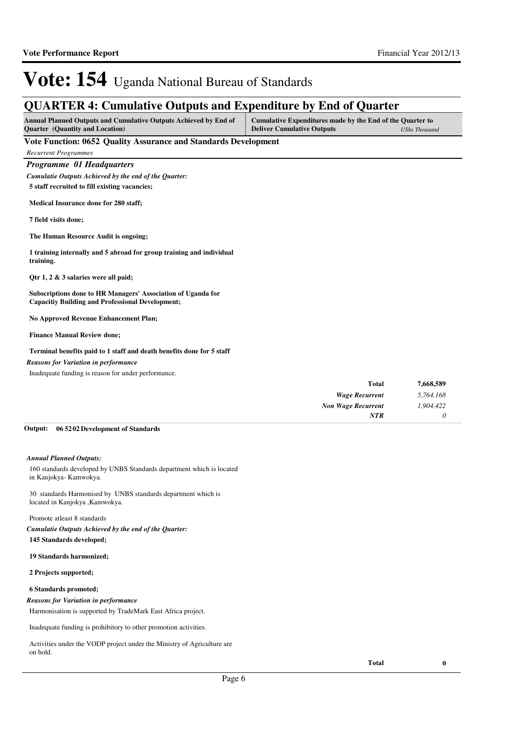# Vote: 154 Uganda National Bureau of Standards

## QUARTER 4: Cumulative Outputs and Expenditure by End of Quarter

| Annual Planned Outputs and Cumulative Outputs Achieved by End of Quarter (Quantity and Location) | Cumulative Expenditures made by the End of the Quarter to Deliver Cumulative Outputs | *UShs Thousand* |
|---|---|---|

### Vote Function: 0652 Quality Assurance and Standards Development

*Recurrent Programmes*

#### *Programme 01 Headquarters*

***Cumulatie Outputs Achieved by the end of the Quarter:***

**5 staff recruited to fill existing vacancies;**

**Medical Insurance done for 280 staff;**

**7 field visits done;**

**The Human Resource Audit is ongoing;**

**1 training internally and 5 abroad for group training and individual training.**

**Qtr 1, 2 & 3 salaries were all paid;**

**Subscriptions done to HR Managers' Association of Uganda for Capacitiy Building and Professional Development;**

**No Approved Revenue Enhancement Plan;**

**Finance Manual Review done;**

**Terminal benefits paid to 1 staff and death benefits done for 5 staff**

***Reasons for Variation in performance***

Inadequate funding is reason for under performance.

| | |
|---|---|
| **Total** | **7,668,589** |
| ***Wage Recurrent*** | *5,764,168* |
| ***Non Wage Recurrent*** | *1,904,422* |
| ***NTR*** | *0* |

**Output: 06 52 02 Development of Standards**

***Annual Planned Outputs:***

160 standards developed by UNBS Standards department which is located in Kanjokya- Kamwokya.

30 standards Harmonised by UNBS standards department which is located in Kanjokya ,Kamwokya.

Promote atleast 8 standards

***Cumulatie Outputs Achieved by the end of the Quarter:***

**145 Standards developed;**

**19 Standards harmonized;**

**2 Projects supported;**

**6 Standards promoted;**

***Reasons for Variation in performance***

Harmonisation is supported by TradeMark East Africa project.

Inadequate funding is prohibitory to other promotion activities.

Activities under the VODP project under the Ministry of Agriculture are on hold.

| | |
|---|---|
| **Total** | **0** |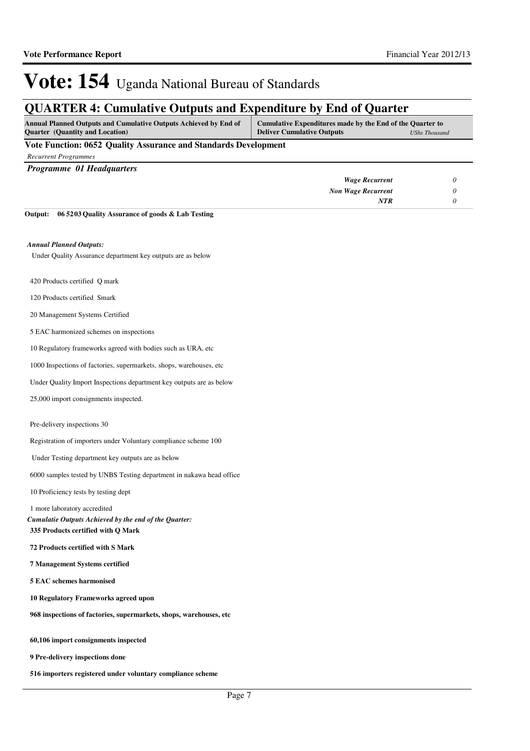# Vote: 154 Uganda National Bureau of Standards

## QUARTER 4: Cumulative Outputs and Expenditure by End of Quarter

| Annual Planned Outputs and Cumulative Outputs Achieved by End of Quarter (Quantity and Location) | Cumulative Expenditures made by the End of the Quarter to Deliver Cumulative Outputs | *UShs Thousand* |
|---|---|---|

**Vote Function: 0652 Quality Assurance and Standards Development**

*Recurrent Programmes*

***Programme 01 Headquarters***

| | | |
|---|---|---|
| | ***Wage Recurrent*** | *0* |
| | ***Non Wage Recurrent*** | *0* |
| | ***NTR*** | *0* |

**Output: 06 5203 Quality Assurance of goods & Lab Testing**

***Annual Planned Outputs:***

Under Quality Assurance department key outputs are as below

420 Products certified Q mark

120 Products certified Smark

20 Management Systems Certified

5 EAC harmonized schemes on inspections

10 Regulatory frameworks agreed with bodies such as URA, etc

1000 Inspections of factories, supermarkets, shops, warehouses, etc

Under Quality Import Inspections department key outputs are as below

25,000 import consignments inspected.

Pre-delivery inspections 30

Registration of importers under Voluntary compliance scheme 100

Under Testing department key outputs are as below

6000 samples tested by UNBS Testing department in nakawa head office

10 Proficiency tests by testing dept

1 more laboratory accredited

***Cumulatie Outputs Achieved by the end of the Quarter:***

**335 Products certified with Q Mark**

**72 Products certified with S Mark**

**7 Management Systems certified**

**5 EAC schemes harmonised**

**10 Regulatory Frameworks agreed upon**

**968 inspections of factories, supermarkets, shops, warehouses, etc**

**60,106 import consignments inspected**

**9 Pre-delivery inspections done**

**516 importers registered under voluntary compliance scheme**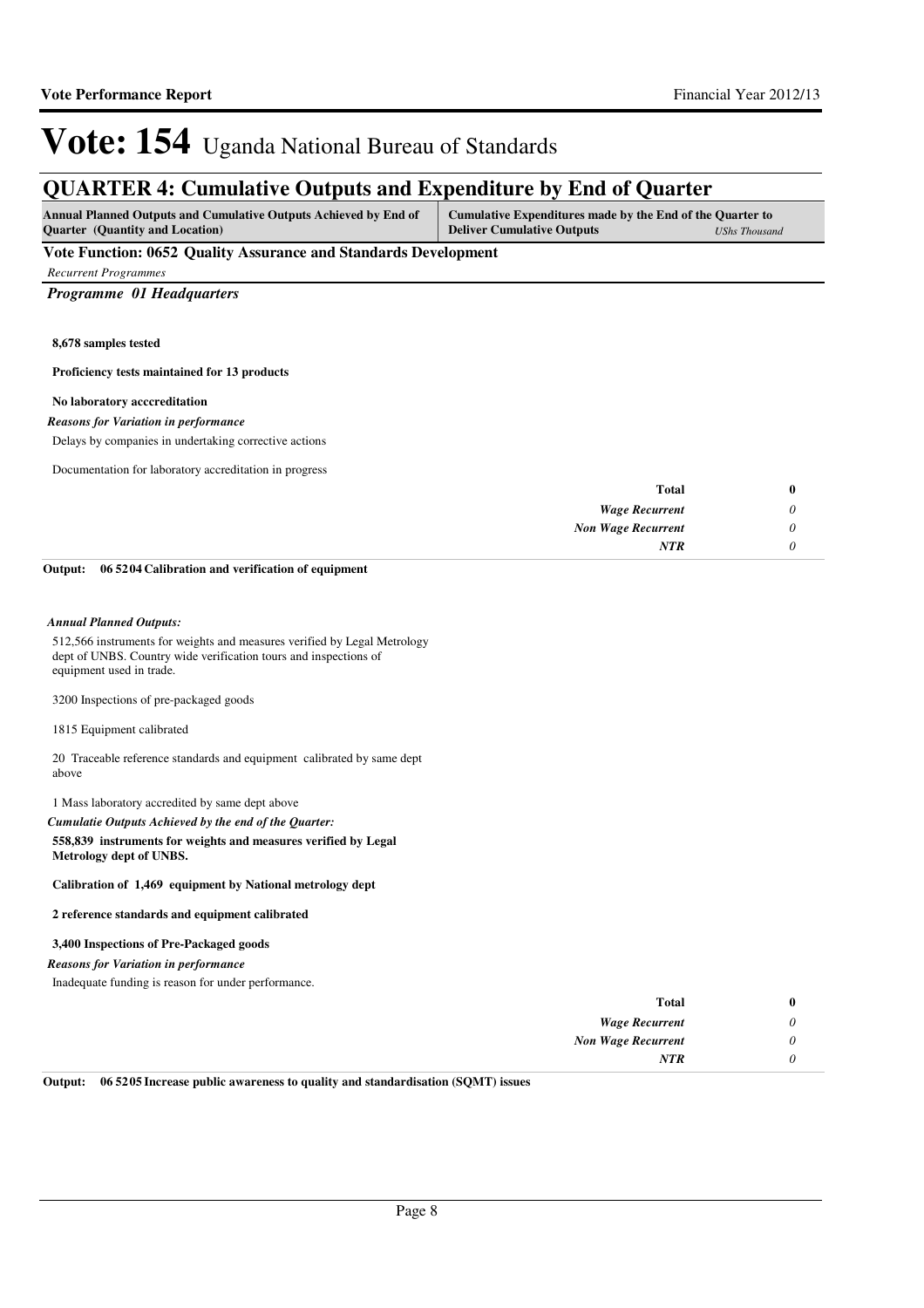# Vote: 154 Uganda National Bureau of Standards

## QUARTER 4: Cumulative Outputs and Expenditure by End of Quarter

| Annual Planned Outputs and Cumulative Outputs Achieved by End of Quarter (Quantity and Location) | Cumulative Expenditures made by the End of the Quarter to Deliver Cumulative Outputs | *UShs Thousand* |
|---|---|---|

**Vote Function: 0652 Quality Assurance and Standards Development**

*Recurrent Programmes*

***Programme 01 Headquarters***

**8,678 samples tested**

**Proficiency tests maintained for 13 products**

**No laboratory acccreditation**

***Reasons for Variation in performance***

Delays by companies in undertaking corrective actions

Documentation for laboratory accreditation in progress

| | |
|---|---|
| **Total** | **0** |
| *Wage Recurrent* | *0* |
| *Non Wage Recurrent* | *0* |
| ***NTR*** | *0* |

**Output: 06 5204 Calibration and verification of equipment**

***Annual Planned Outputs:***

512,566 instruments for weights and measures verified by Legal Metrology dept of UNBS. Country wide verification tours and inspections of equipment used in trade.

3200 Inspections of pre-packaged goods

1815 Equipment calibrated

20 Traceable reference standards and equipment calibrated by same dept above

1 Mass laboratory accredited by same dept above

***Cumulatie Outputs Achieved by the end of the Quarter:***

**558,839 instruments for weights and measures verified by Legal Metrology dept of UNBS.**

**Calibration of 1,469 equipment by National metrology dept**

**2 reference standards and equipment calibrated**

**3,400 Inspections of Pre-Packaged goods**

***Reasons for Variation in performance***

Inadequate funding is reason for under performance.

| | |
|---|---|
| **Total** | **0** |
| *Wage Recurrent* | *0* |
| *Non Wage Recurrent* | *0* |
| ***NTR*** | *0* |

**Output: 06 5205 Increase public awareness to quality and standardisation (SQMT) issues**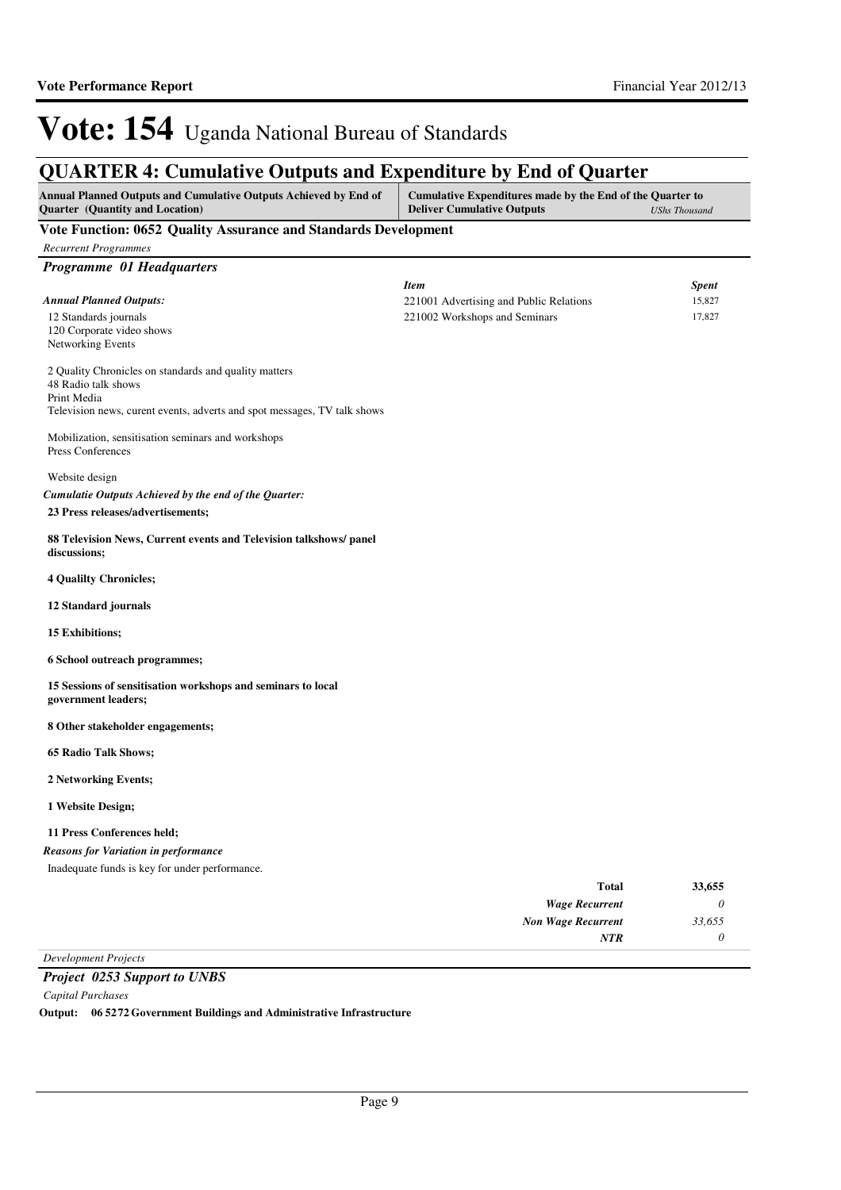# Vote: 154 Uganda National Bureau of Standards

## QUARTER 4: Cumulative Outputs and Expenditure by End of Quarter

| Annual Planned Outputs and Cumulative Outputs Achieved by End of Quarter (Quantity and Location) | Cumulative Expenditures made by the End of the Quarter to Deliver Cumulative Outputs | *UShs Thousand* |
|---|---|---|

### Vote Function: 0652 Quality Assurance and Standards Development

*Recurrent Programmes*

#### *Programme 01 Headquarters*

*Annual Planned Outputs:*

12 Standards journals
120 Corporate video shows
Networking Events

2 Quality Chronicles on standards and quality matters
48 Radio talk shows
Print Media
Television news, curent events, adverts and spot messages, TV talk shows

Mobilization, sensitisation seminars and workshops
Press Conferences

Website design

| *Item* | *Spent* |
|---|---|
| 221001 Advertising and Public Relations | 15,827 |
| 221002 Workshops and Seminars | 17,827 |

*Cumulatie Outputs Achieved by the end of the Quarter:*

**23 Press releases/advertisements;**

**88 Television News, Current events and Television talkshows/ panel discussions;**

**4 Qualilty Chronicles;**

**12 Standard journals**

**15 Exhibitions;**

**6 School outreach programmes;**

**15 Sessions of sensitisation workshops and seminars to local government leaders;**

**8 Other stakeholder engagements;**

**65 Radio Talk Shows;**

**2 Networking Events;**

**1 Website Design;**

**11 Press Conferences held;**

*Reasons for Variation in performance*

Inadequate funds is key for under performance.

| | |
|---|---|
| **Total** | **33,655** |
| ***Wage Recurrent*** | *0* |
| ***Non Wage Recurrent*** | *33,655* |
| ***NTR*** | *0* |

*Development Projects*

#### *Project 0253 Support to UNBS*

*Capital Purchases*

**Output: 06 5272 Government Buildings and Administrative Infrastructure**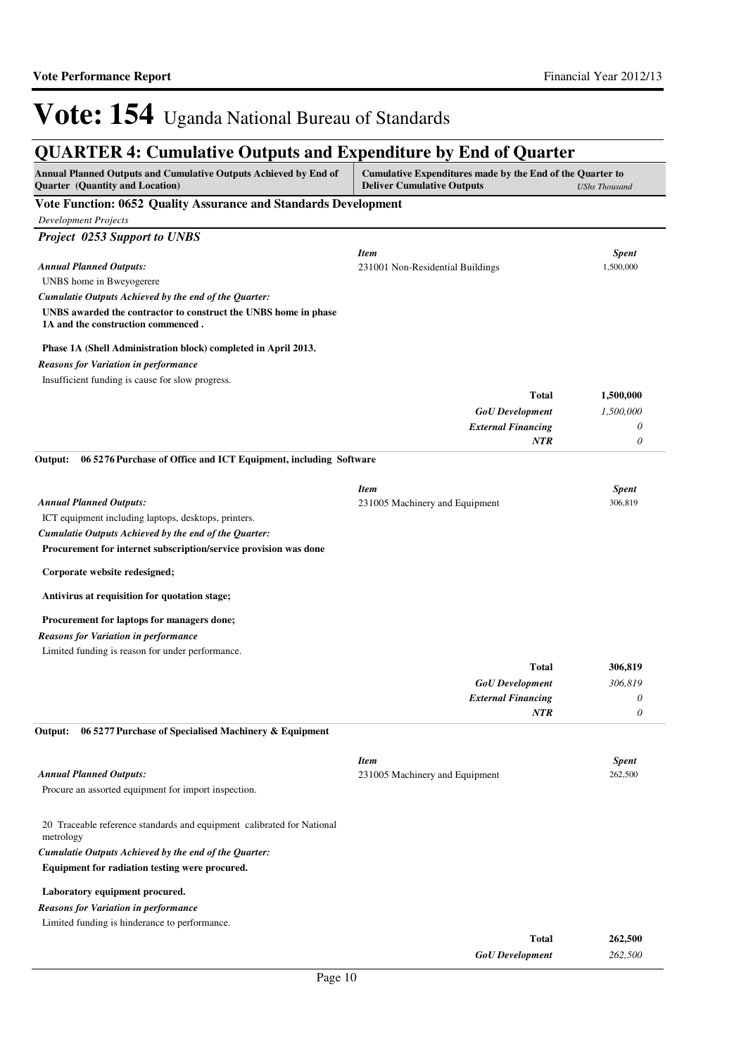# Vote: 154 Uganda National Bureau of Standards

## QUARTER 4: Cumulative Outputs and Expenditure by End of Quarter

| Annual Planned Outputs and Cumulative Outputs Achieved by End of Quarter (Quantity and Location) | Cumulative Expenditures made by the End of the Quarter to Deliver Cumulative Outputs | *UShs Thousand* |
|---|---|---|

### Vote Function: 0652 Quality Assurance and Standards Development

*Development Projects*

#### *Project 0253 Support to UNBS*

*Annual Planned Outputs:*

UNBS home in Bweyogerere

*Cumulatie Outputs Achieved by the end of the Quarter:*

**UNBS awarded the contractor to construct the UNBS home in phase 1A and the construction commenced .**

**Phase 1A (Shell Administration block) completed in April 2013.**

*Reasons for Variation in performance*

Insufficient funding is cause for slow progress.

| *Item* | *Spent* |
|---|---|
| 231001 Non-Residential Buildings | 1,500,000 |
| **Total** | **1,500,000** |
| ***GoU Development*** | *1,500,000* |
| ***External Financing*** | *0* |
| ***NTR*** | *0* |

**Output: 06 5276 Purchase of Office and ICT Equipment, including Software**

*Annual Planned Outputs:*

ICT equipment including laptops, desktops, printers.

*Cumulatie Outputs Achieved by the end of the Quarter:*

**Procurement for internet subscription/service provision was done**

**Corporate website redesigned;**

**Antivirus at requisition for quotation stage;**

**Procurement for laptops for managers done;**

*Reasons for Variation in performance*

Limited funding is reason for under performance.

| *Item* | *Spent* |
|---|---|
| 231005 Machinery and Equipment | 306,819 |
| **Total** | **306,819** |
| ***GoU Development*** | *306,819* |
| ***External Financing*** | *0* |
| ***NTR*** | *0* |

**Output: 06 5277 Purchase of Specialised Machinery & Equipment**

*Annual Planned Outputs:*

Procure an assorted equipment for import inspection.

20 Traceable reference standards and equipment calibrated for National metrology

*Cumulatie Outputs Achieved by the end of the Quarter:*

**Equipment for radiation testing were procured.**

**Laboratory equipment procured.**

*Reasons for Variation in performance*

Limited funding is hinderance to performance.

| *Item* | *Spent* |
|---|---|
| 231005 Machinery and Equipment | 262,500 |
| **Total** | **262,500** |
| ***GoU Development*** | *262,500* |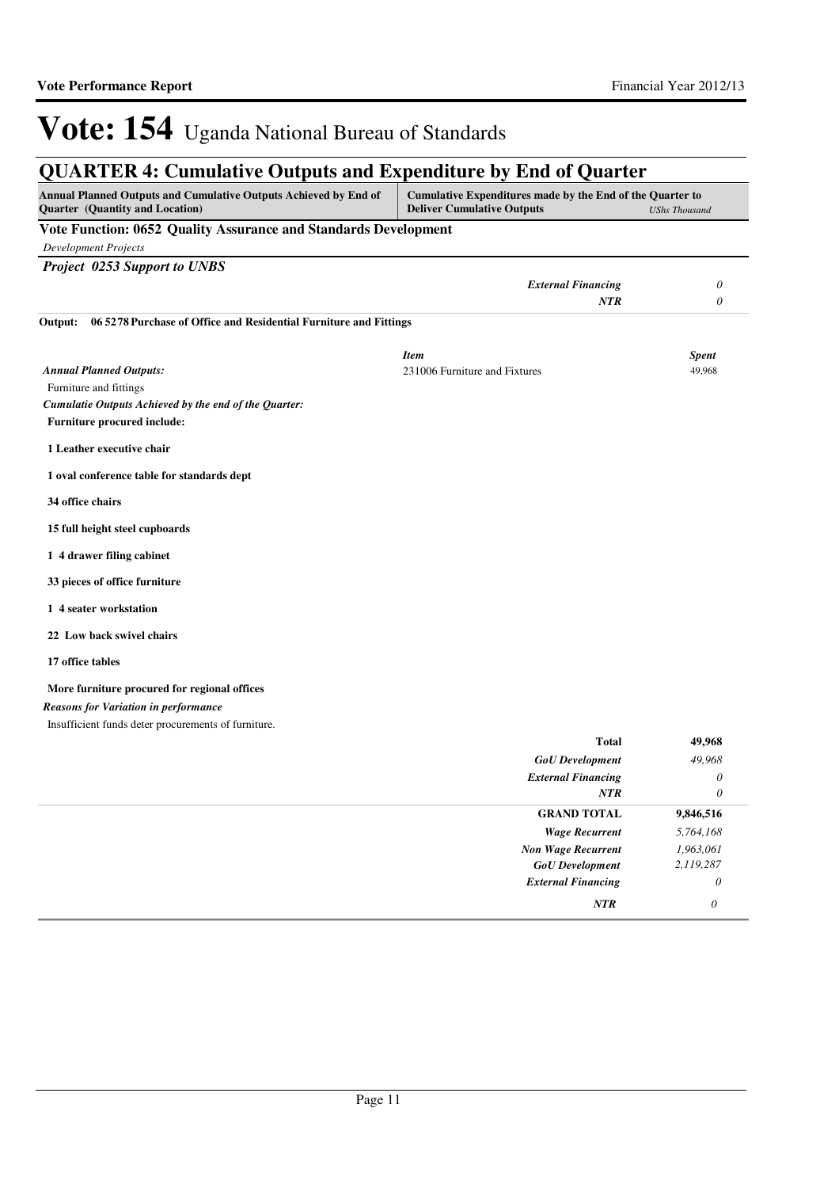# Vote: 154 Uganda National Bureau of Standards

## QUARTER 4: Cumulative Outputs and Expenditure by End of Quarter

| Annual Planned Outputs and Cumulative Outputs Achieved by End of Quarter (Quantity and Location) | Cumulative Expenditures made by the End of the Quarter to Deliver Cumulative Outputs | *UShs Thousand* |
|---|---|---|

**Vote Function: 0652 Quality Assurance and Standards Development**

*Development Projects*

***Project 0253 Support to UNBS***

| | | |
|---|---|---|
| | ***External Financing*** | *0* |
| | ***NTR*** | *0* |

**Output: 06 5278 Purchase of Office and Residential Furniture and Fittings**

| | *Item* | *Spent* |
|---|---|---|
| ***Annual Planned Outputs:*** | 231006 Furniture and Fixtures | 49,968 |

Furniture and fittings

***Cumulatie Outputs Achieved by the end of the Quarter:***

**Furniture procured include:**

**1 Leather executive chair**

**1 oval conference table for standards dept**

**34 office chairs**

**15 full height steel cupboards**

**1 4 drawer filing cabinet**

**33 pieces of office furniture**

**1 4 seater workstation**

**22 Low back swivel chairs**

**17 office tables**

**More furniture procured for regional offices**

***Reasons for Variation in performance***

Insufficient funds deter procurements of furniture.

| | | |
|---|---|---|
| | **Total** | **49,968** |
| | ***GoU Development*** | *49,968* |
| | ***External Financing*** | *0* |
| | ***NTR*** | *0* |
| | **GRAND TOTAL** | **9,846,516** |
| | ***Wage Recurrent*** | *5,764,168* |
| | ***Non Wage Recurrent*** | *1,963,061* |
| | ***GoU Development*** | *2,119,287* |
| | ***External Financing*** | *0* |
| | ***NTR*** | *0* |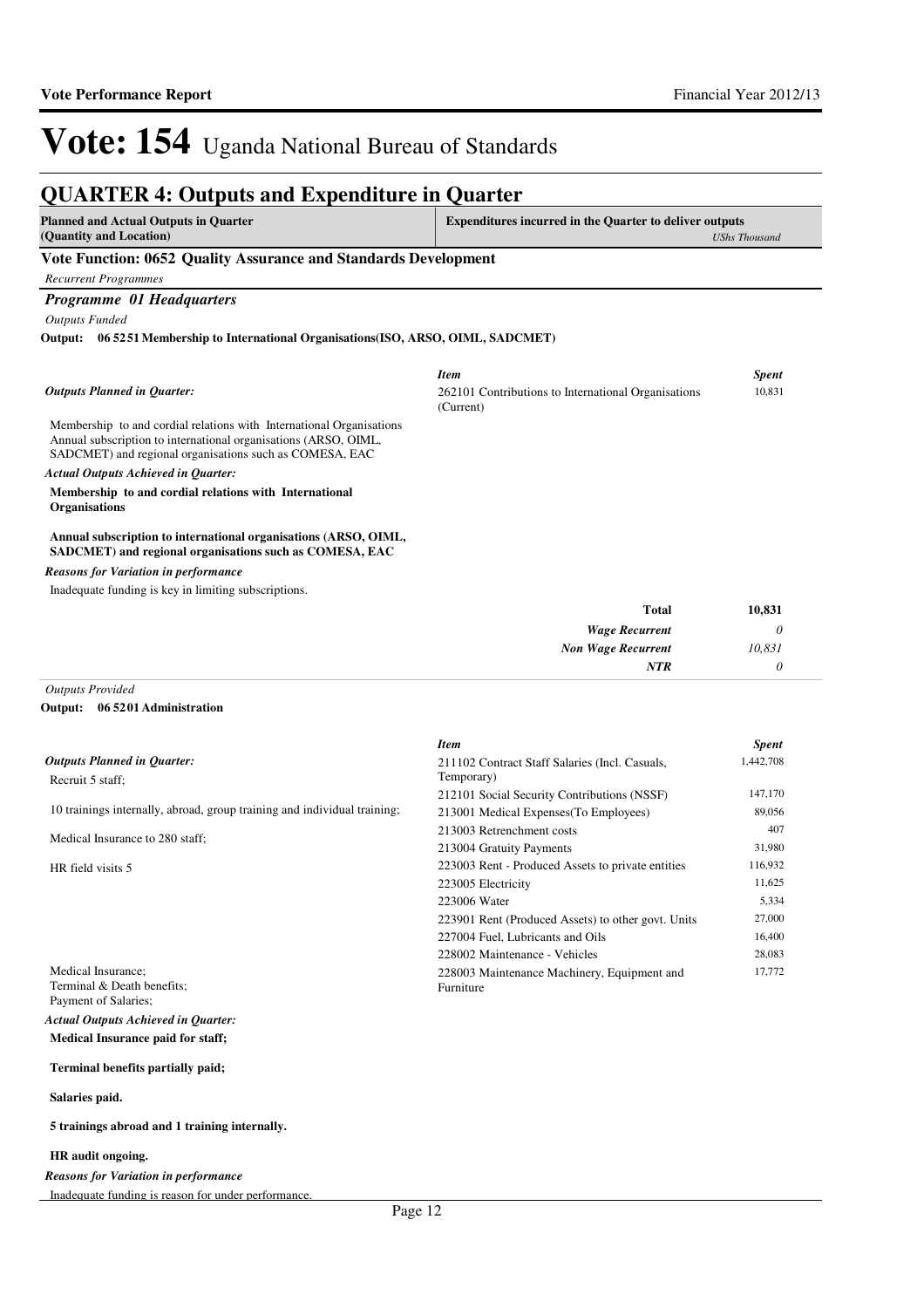# Vote: 154 Uganda National Bureau of Standards

## QUARTER 4: Outputs and Expenditure in Quarter

| Planned and Actual Outputs in Quarter (Quantity and Location) | Expenditures incurred in the Quarter to deliver outputs *UShs Thousand* |
|---|---|

### Vote Function: 0652 Quality Assurance and Standards Development

*Recurrent Programmes*

#### *Programme 01 Headquarters*

*Outputs Funded*

**Output: 06 5251 Membership to International Organisations(ISO, ARSO, OIML, SADCMET)**

*Outputs Planned in Quarter:*

Membership to and cordial relations with International Organisations
Annual subscription to international organisations (ARSO, OIML, SADCMET) and regional organisations such as COMESA, EAC

*Actual Outputs Achieved in Quarter:*

**Membership to and cordial relations with International Organisations**

**Annual subscription to international organisations (ARSO, OIML, SADCMET) and regional organisations such as COMESA, EAC**

*Reasons for Variation in performance*

Inadequate funding is key in limiting subscriptions.

| *Item* | *Spent* |
|---|---|
| 262101 Contributions to International Organisations (Current) | 10,831 |
| **Total** | **10,831** |
| *Wage Recurrent* | *0* |
| *Non Wage Recurrent* | *10,831* |
| *NTR* | *0* |

*Outputs Provided*

**Output: 06 5201 Administration**

*Outputs Planned in Quarter:*

Recruit 5 staff;

10 trainings internally, abroad, group training and individual training;

Medical Insurance to 280 staff;

HR field visits 5

Medical Insurance;
Terminal & Death benefits;
Payment of Salaries;

*Actual Outputs Achieved in Quarter:*

**Medical Insurance paid for staff;**

**Terminal benefits partially paid;**

**Salaries paid.**

**5 trainings abroad and 1 training internally.**

**HR audit ongoing.**

*Reasons for Variation in performance*

Inadequate funding is reason for under performance.

| *Item* | *Spent* |
|---|---|
| 211102 Contract Staff Salaries (Incl. Casuals, Temporary) | 1,442,708 |
| 212101 Social Security Contributions (NSSF) | 147,170 |
| 213001 Medical Expenses(To Employees) | 89,056 |
| 213003 Retrenchment costs | 407 |
| 213004 Gratuity Payments | 31,980 |
| 223003 Rent - Produced Assets to private entities | 116,932 |
| 223005 Electricity | 11,625 |
| 223006 Water | 5,334 |
| 223901 Rent (Produced Assets) to other govt. Units | 27,000 |
| 227004 Fuel, Lubricants and Oils | 16,400 |
| 228002 Maintenance - Vehicles | 28,083 |
| 228003 Maintenance Machinery, Equipment and Furniture | 17,772 |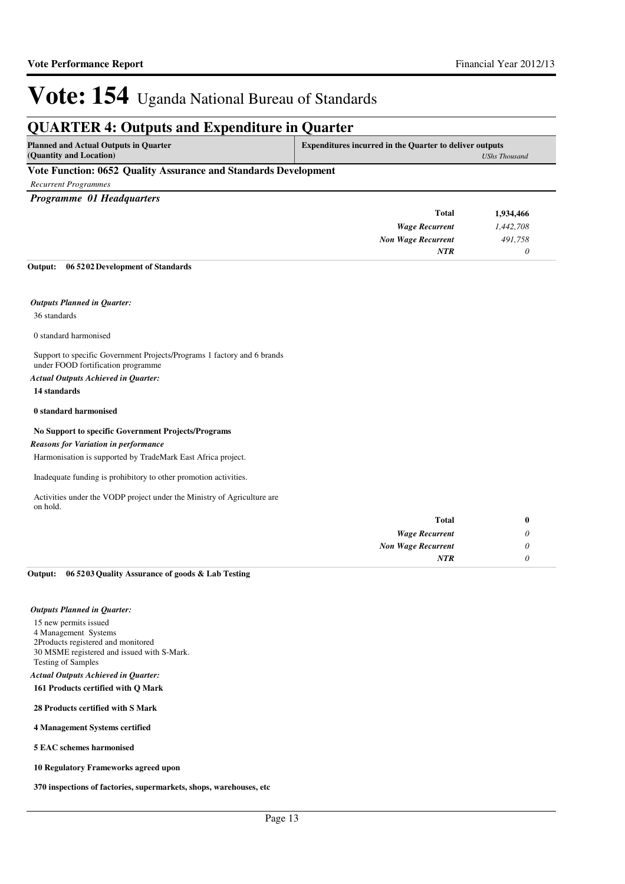# Vote: 154 Uganda National Bureau of Standards

## QUARTER 4: Outputs and Expenditure in Quarter

| Planned and Actual Outputs in Quarter (Quantity and Location) | Expenditures incurred in the Quarter to deliver outputs *UShs Thousand* |
|---|---|

### Vote Function: 0652 Quality Assurance and Standards Development

*Recurrent Programmes*

#### *Programme 01 Headquarters*

| | |
|---|---|
| **Total** | **1,934,466** |
| *Wage Recurrent* | *1,442,708* |
| *Non Wage Recurrent* | *491,758* |
| *NTR* | *0* |

**Output: 06 5202 Development of Standards**

*Outputs Planned in Quarter:*

36 standards

0 standard harmonised

Support to specific Government Projects/Programs 1 factory and 6 brands under FOOD fortification programme

*Actual Outputs Achieved in Quarter:*

**14 standards**

**0 standard harmonised**

**No Support to specific Government Projects/Programs**

*Reasons for Variation in performance*

Harmonisation is supported by TradeMark East Africa project.

Inadequate funding is prohibitory to other promotion activities.

Activities under the VODP project under the Ministry of Agriculture are on hold.

| | |
|---|---|
| **Total** | **0** |
| *Wage Recurrent* | *0* |
| *Non Wage Recurrent* | *0* |
| *NTR* | *0* |

**Output: 06 5203 Quality Assurance of goods & Lab Testing**

*Outputs Planned in Quarter:*

15 new permits issued
4 Management Systems
2Products registered and monitored
30 MSME registered and issued with S-Mark.
Testing of Samples

*Actual Outputs Achieved in Quarter:*

**161 Products certified with Q Mark**

**28 Products certified with S Mark**

**4 Management Systems certified**

**5 EAC schemes harmonised**

**10 Regulatory Frameworks agreed upon**

**370 inspections of factories, supermarkets, shops, warehouses, etc**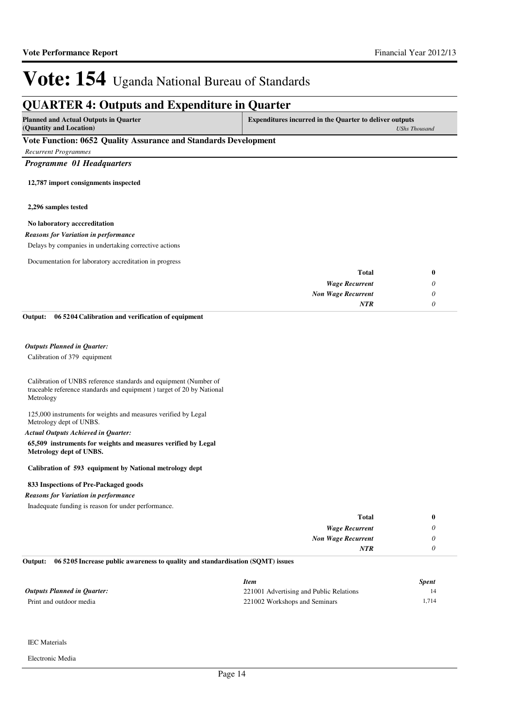# Vote: 154 Uganda National Bureau of Standards

## QUARTER 4: Outputs and Expenditure in Quarter

| Planned and Actual Outputs in Quarter (Quantity and Location) | Expenditures incurred in the Quarter to deliver outputs *UShs Thousand* |
|---|---|

### Vote Function: 0652 Quality Assurance and Standards Development

*Recurrent Programmes*

***Programme 01 Headquarters***

**12,787 import consignments inspected**

**2,296 samples tested**

**No laboratory acccreditation**

***Reasons for Variation in performance***

Delays by companies in undertaking corrective actions

Documentation for laboratory accreditation in progress

| | |
|---|---|
| **Total** | **0** |
| *Wage Recurrent* | *0* |
| *Non Wage Recurrent* | *0* |
| ***NTR*** | *0* |

**Output: 06 5204 Calibration and verification of equipment**

***Outputs Planned in Quarter:***

Calibration of 379 equipment

Calibration of UNBS reference standards and equipment (Number of traceable reference standards and equipment ) target of 20 by National Metrology

125,000 instruments for weights and measures verified by Legal Metrology dept of UNBS.

***Actual Outputs Achieved in Quarter:***

**65,509 instruments for weights and measures verified by Legal Metrology dept of UNBS.**

**Calibration of 593 equipment by National metrology dept**

**833 Inspections of Pre-Packaged goods**

***Reasons for Variation in performance***

Inadequate funding is reason for under performance.

| | |
|---|---|
| **Total** | **0** |
| *Wage Recurrent* | *0* |
| *Non Wage Recurrent* | *0* |
| ***NTR*** | *0* |

**Output: 06 5205 Increase public awareness to quality and standardisation (SQMT) issues**

***Outputs Planned in Quarter:***

Print and outdoor media

IEC Materials

Electronic Media

| *Item* | *Spent* |
|---|---|
| 221001 Advertising and Public Relations | 14 |
| 221002 Workshops and Seminars | 1,714 |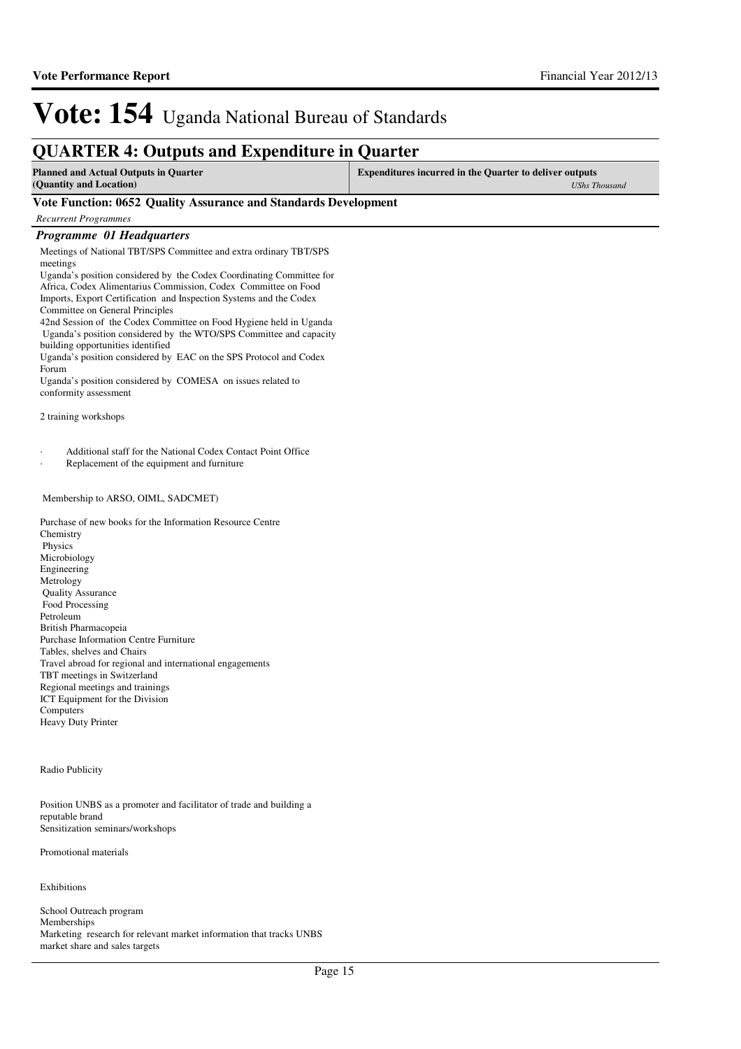# Vote: 154 Uganda National Bureau of Standards

## QUARTER 4: Outputs and Expenditure in Quarter

| Planned and Actual Outputs in Quarter (Quantity and Location) | Expenditures incurred in the Quarter to deliver outputs *UShs Thousand* |
|---|---|

### Vote Function: 0652 Quality Assurance and Standards Development

*Recurrent Programmes*

### *Programme 01 Headquarters*

Meetings of National TBT/SPS Committee and extra ordinary TBT/SPS meetings
Uganda's position considered by the Codex Coordinating Committee for Africa, Codex Alimentarius Commission, Codex Committee on Food Imports, Export Certification and Inspection Systems and the Codex Committee on General Principles
42nd Session of the Codex Committee on Food Hygiene held in Uganda
Uganda's position considered by the WTO/SPS Committee and capacity building opportunities identified
Uganda's position considered by EAC on the SPS Protocol and Codex Forum
Uganda's position considered by COMESA on issues related to conformity assessment

2 training workshops

- Additional staff for the National Codex Contact Point Office
- Replacement of the equipment and furniture

Membership to ARSO, OIML, SADCMET)

Purchase of new books for the Information Resource Centre
Chemistry
Physics
Microbiology
Engineering
Metrology
Quality Assurance
Food Processing
Petroleum
British Pharmacopeia
Purchase Information Centre Furniture
Tables, shelves and Chairs
Travel abroad for regional and international engagements
TBT meetings in Switzerland
Regional meetings and trainings
ICT Equipment for the Division
Computers
Heavy Duty Printer

Radio Publicity

Position UNBS as a promoter and facilitator of trade and building a reputable brand
Sensitization seminars/workshops

Promotional materials

Exhibitions

School Outreach program
Memberships
Marketing research for relevant market information that tracks UNBS market share and sales targets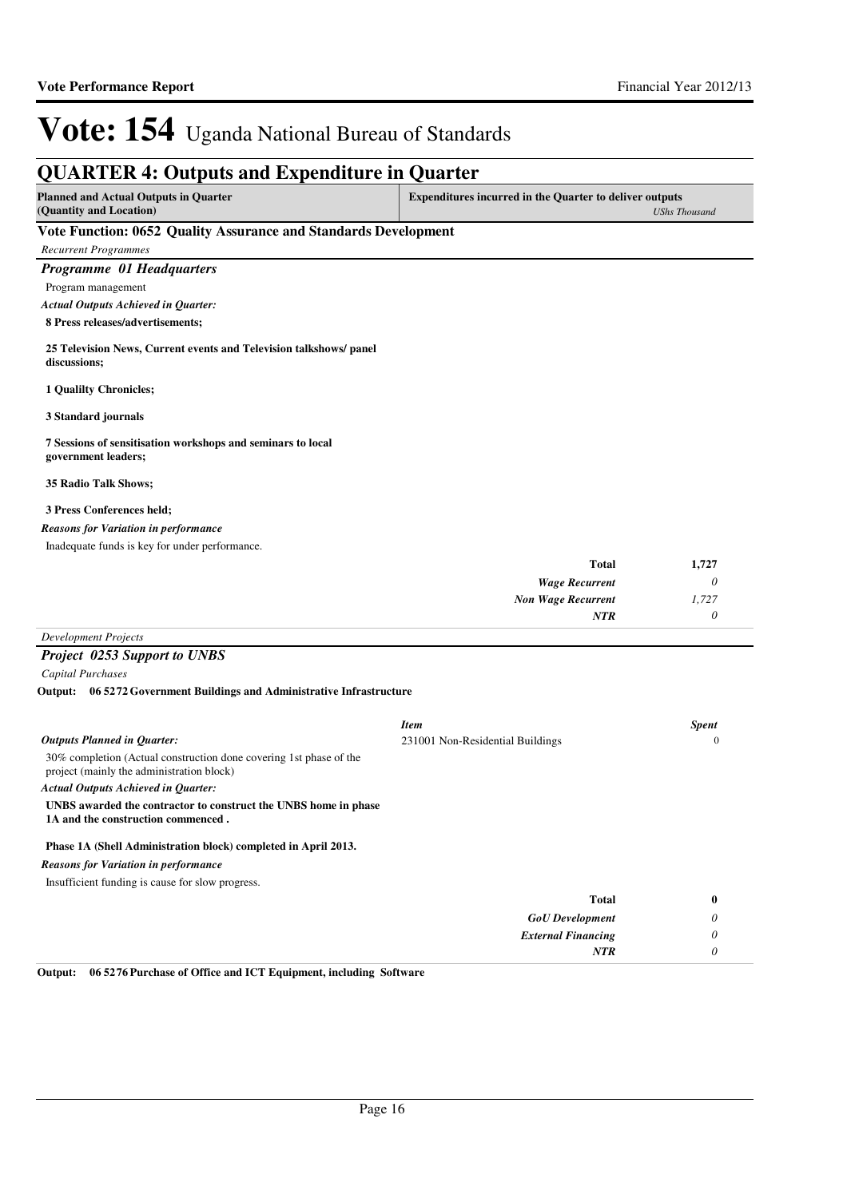# Vote: 154 Uganda National Bureau of Standards

## QUARTER 4: Outputs and Expenditure in Quarter

| Planned and Actual Outputs in Quarter (Quantity and Location) | Expenditures incurred in the Quarter to deliver outputs *UShs Thousand* |
|---|---|

### Vote Function: 0652 Quality Assurance and Standards Development

*Recurrent Programmes*

#### *Programme 01 Headquarters*

Program management

*Actual Outputs Achieved in Quarter:*

**8 Press releases/advertisements;**

**25 Television News, Current events and Television talkshows/ panel discussions;**

**1 Qualilty Chronicles;**

**3 Standard journals**

**7 Sessions of sensitisation workshops and seminars to local government leaders;**

**35 Radio Talk Shows;**

**3 Press Conferences held;**

*Reasons for Variation in performance*

Inadequate funds is key for under performance.

| | |
|---|---|
| **Total** | **1,727** |
| *Wage Recurrent* | *0* |
| *Non Wage Recurrent* | *1,727* |
| *NTR* | *0* |

*Development Projects*

#### *Project 0253 Support to UNBS*

*Capital Purchases*

**Output: 06 5272 Government Buildings and Administrative Infrastructure**

*Outputs Planned in Quarter:*

30% completion (Actual construction done covering 1st phase of the project (mainly the administration block)

| *Item* | *Spent* |
|---|---|
| 231001 Non-Residential Buildings | 0 |

*Actual Outputs Achieved in Quarter:*

**UNBS awarded the contractor to construct the UNBS home in phase 1A and the construction commenced .**

**Phase 1A (Shell Administration block) completed in April 2013.**

*Reasons for Variation in performance*

Insufficient funding is cause for slow progress.

| | |
|---|---|
| **Total** | **0** |
| *GoU Development* | *0* |
| *External Financing* | *0* |
| *NTR* | *0* |

**Output: 06 5276 Purchase of Office and ICT Equipment, including Software**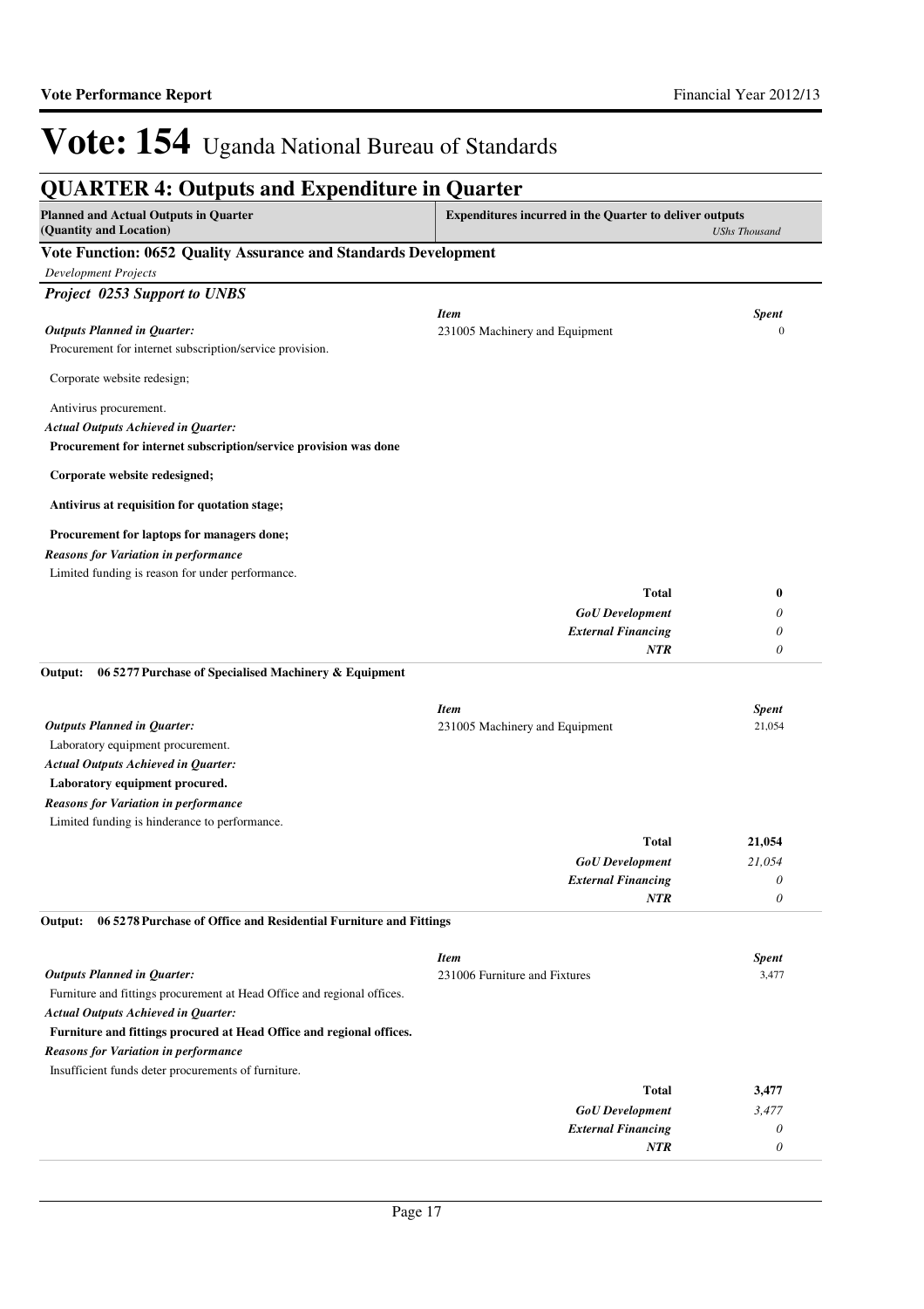# Vote: 154 Uganda National Bureau of Standards

## QUARTER 4: Outputs and Expenditure in Quarter

| Planned and Actual Outputs in Quarter (Quantity and Location) | Expenditures incurred in the Quarter to deliver outputs | *UShs Thousand* |
|---|---|---|

### Vote Function: 0652 Quality Assurance and Standards Development

*Development Projects*

#### *Project 0253 Support to UNBS*

***Outputs Planned in Quarter:***

Procurement for internet subscription/service provision.

Corporate website redesign;

Antivirus procurement.

***Actual Outputs Achieved in Quarter:***

**Procurement for internet subscription/service provision was done**

**Corporate website redesigned;**

**Antivirus at requisition for quotation stage;**

**Procurement for laptops for managers done;**

***Reasons for Variation in performance***

Limited funding is reason for under performance.

| *Item* | *Spent* |
|---|---|
| 231005 Machinery and Equipment | 0 |
| **Total** | **0** |
| *GoU Development* | *0* |
| *External Financing* | *0* |
| *NTR* | *0* |

**Output: 06 5277 Purchase of Specialised Machinery & Equipment**

***Outputs Planned in Quarter:***

Laboratory equipment procurement.

***Actual Outputs Achieved in Quarter:***

**Laboratory equipment procured.**

***Reasons for Variation in performance***

Limited funding is hinderance to performance.

| *Item* | *Spent* |
|---|---|
| 231005 Machinery and Equipment | 21,054 |
| **Total** | **21,054** |
| *GoU Development* | *21,054* |
| *External Financing* | *0* |
| *NTR* | *0* |

**Output: 06 5278 Purchase of Office and Residential Furniture and Fittings**

***Outputs Planned in Quarter:***

Furniture and fittings procurement at Head Office and regional offices.

***Actual Outputs Achieved in Quarter:***

**Furniture and fittings procured at Head Office and regional offices.**

***Reasons for Variation in performance***

Insufficient funds deter procurements of furniture.

| *Item* | *Spent* |
|---|---|
| 231006 Furniture and Fixtures | 3,477 |
| **Total** | **3,477** |
| *GoU Development* | *3,477* |
| *External Financing* | *0* |
| *NTR* | *0* |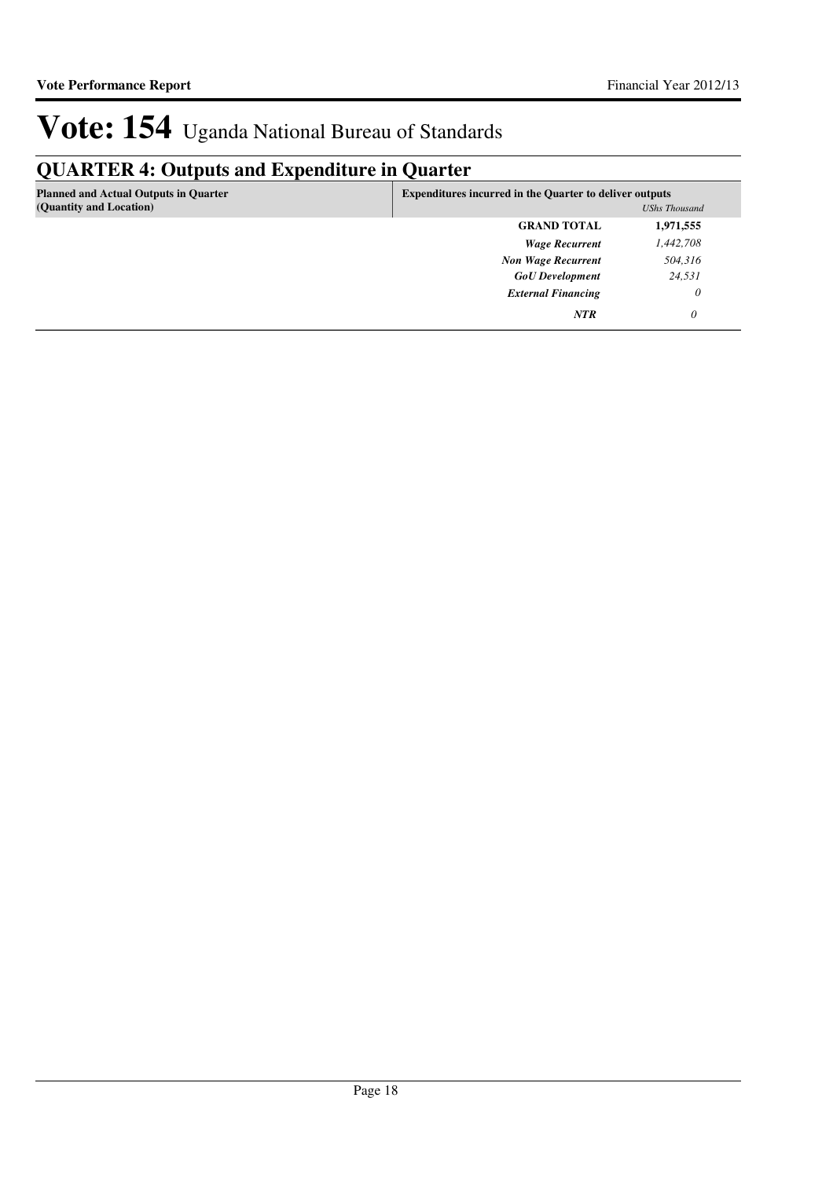# Vote: 154 Uganda National Bureau of Standards

## QUARTER 4: Outputs and Expenditure in Quarter

| Planned and Actual Outputs in Quarter (Quantity and Location) | Expenditures incurred in the Quarter to deliver outputs | *UShs Thousand* |
|---|---|---|
| | **GRAND TOTAL** | **1,971,555** |
| | ***Wage Recurrent*** | *1,442,708* |
| | ***Non Wage Recurrent*** | *504,316* |
| | ***GoU Development*** | *24,531* |
| | ***External Financing*** | *0* |
| | ***NTR*** | *0* |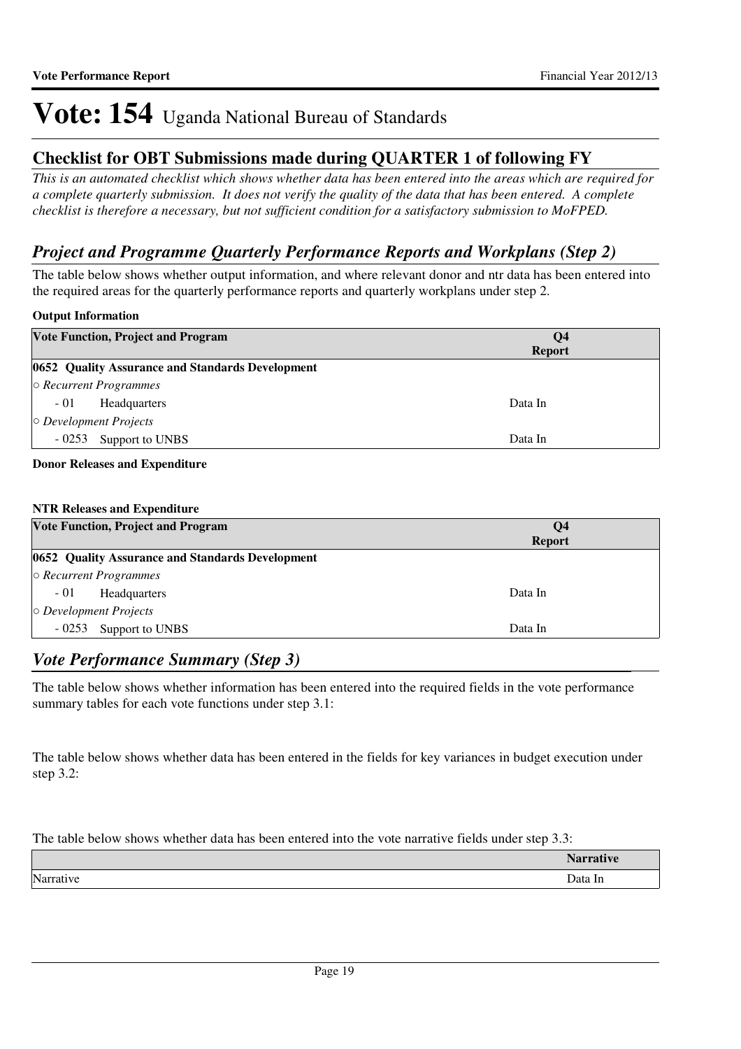# Vote: 154 Uganda National Bureau of Standards

## Checklist for OBT Submissions made during QUARTER 1 of following FY

*This is an automated checklist which shows whether data has been entered into the areas which are required for a complete quarterly submission. It does not verify the quality of the data that has been entered. A complete checklist is therefore a necessary, but not sufficient condition for a satisfactory submission to MoFPED.*

## *Project and Programme Quarterly Performance Reports and Workplans (Step 2)*

The table below shows whether output information, and where relevant donor and ntr data has been entered into the required areas for the quarterly performance reports and quarterly workplans under step 2.

**Output Information**

| Vote Function, Project and Program | Q4 Report |
|---|---|
| **0652 Quality Assurance and Standards Development** | |
| ○ *Recurrent Programmes* | |
| - 01 Headquarters | Data In |
| ○ *Development Projects* | |
| - 0253 Support to UNBS | Data In |

**Donor Releases and Expenditure**

**NTR Releases and Expenditure**

| Vote Function, Project and Program | Q4 Report |
|---|---|
| **0652 Quality Assurance and Standards Development** | |
| ○ *Recurrent Programmes* | |
| - 01 Headquarters | Data In |
| ○ *Development Projects* | |
| - 0253 Support to UNBS | Data In |

## *Vote Performance Summary (Step 3)*

The table below shows whether information has been entered into the required fields in the vote performance summary tables for each vote functions under step 3.1:

The table below shows whether data has been entered in the fields for key variances in budget execution under step 3.2:

The table below shows whether data has been entered into the vote narrative fields under step 3.3:

| | Narrative |
|---|---|
| Narrative | Data In |